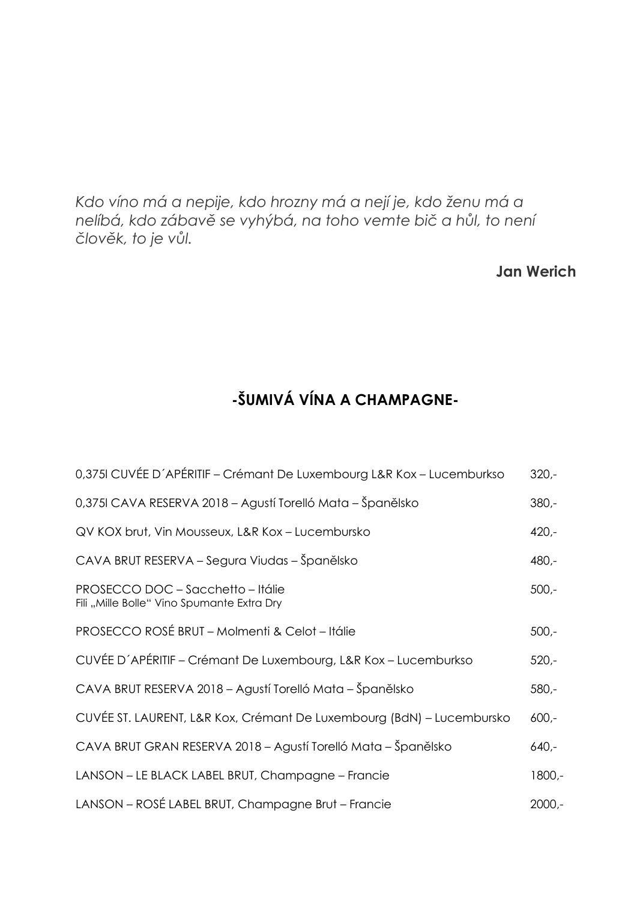*Kdo víno má a nepije, kdo hrozny má a nejí je, kdo ženu má a nelíbá, kdo zábavě se vyhýbá, na toho vemte bič a hůl, to není člověk, to je vůl.*

**Jan Werich**

## -ŠUMIVÁ VÍNA A CHAMPAGNE-

| | |
|---|---|
| 0,375l CUVÉE D´APÉRITIF – Crémant De Luxembourg L&R Kox – Lucemburkso | 320,- |
| 0,375l CAVA RESERVA 2018 – Agustí Torelló Mata – Španělsko | 380,- |
| QV KOX brut, Vin Mousseux, L&R Kox – Lucembursko | 420,- |
| CAVA BRUT RESERVA – Segura Viudas – Španělsko | 480,- |
| PROSECCO DOC – Sacchetto – Itálie<br>Fili „Mille Bolle" Vino Spumante Extra Dry | 500,- |
| PROSECCO ROSÉ BRUT – Molmenti & Celot – Itálie | 500,- |
| CUVÉE D´APÉRITIF – Crémant De Luxembourg, L&R Kox – Lucemburkso | 520,- |
| CAVA BRUT RESERVA 2018 – Agustí Torelló Mata – Španělsko | 580,- |
| CUVÉE ST. LAURENT, L&R Kox, Crémant De Luxembourg (BdN) – Lucembursko | 600,- |
| CAVA BRUT GRAN RESERVA 2018 – Agustí Torelló Mata – Španělsko | 640,- |
| LANSON – LE BLACK LABEL BRUT, Champagne – Francie | 1800,- |
| LANSON – ROSÉ LABEL BRUT, Champagne Brut – Francie | 2000,- |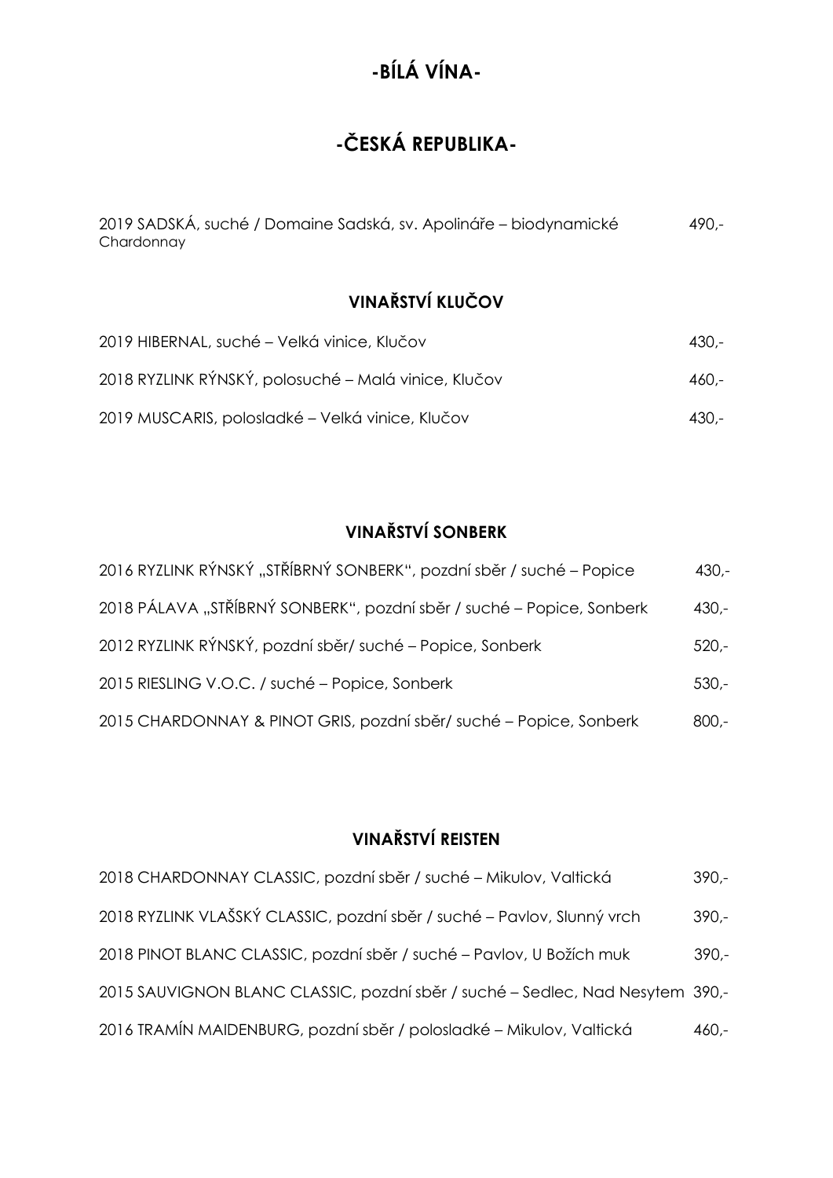# -BÍLÁ VÍNA-

# -ČESKÁ REPUBLIKA-

2019 SADSKÁ, suché / Domaine Sadská, sv. Apolináře – biodynamické Chardonnay 490,-

## VINAŘSTVÍ KLUČOV

2019 HIBERNAL, suché – Velká vinice, Klučov 430,-

2018 RYZLINK RÝNSKÝ, polosuché – Malá vinice, Klučov 460,-

2019 MUSCARIS, polosladké – Velká vinice, Klučov 430,-

## VINAŘSTVÍ SONBERK

2016 RYZLINK RÝNSKÝ „STŘÍBRNÝ SONBERK", pozdní sběr / suché – Popice 430,-

2018 PÁLAVA „STŘÍBRNÝ SONBERK", pozdní sběr / suché – Popice, Sonberk 430,-

2012 RYZLINK RÝNSKÝ, pozdní sběr/ suché – Popice, Sonberk 520,-

2015 RIESLING V.O.C. / suché – Popice, Sonberk 530,-

2015 CHARDONNAY & PINOT GRIS, pozdní sběr/ suché – Popice, Sonberk 800,-

## VINAŘSTVÍ REISTEN

2018 CHARDONNAY CLASSIC, pozdní sběr / suché – Mikulov, Valtická 390,-

2018 RYZLINK VLAŠSKÝ CLASSIC, pozdní sběr / suché – Pavlov, Slunný vrch 390,-

2018 PINOT BLANC CLASSIC, pozdní sběr / suché – Pavlov, U Božích muk 390,-

2015 SAUVIGNON BLANC CLASSIC, pozdní sběr / suché – Sedlec, Nad Nesytem 390,-

2016 TRAMÍN MAIDENBURG, pozdní sběr / polosladké – Mikulov, Valtická 460,-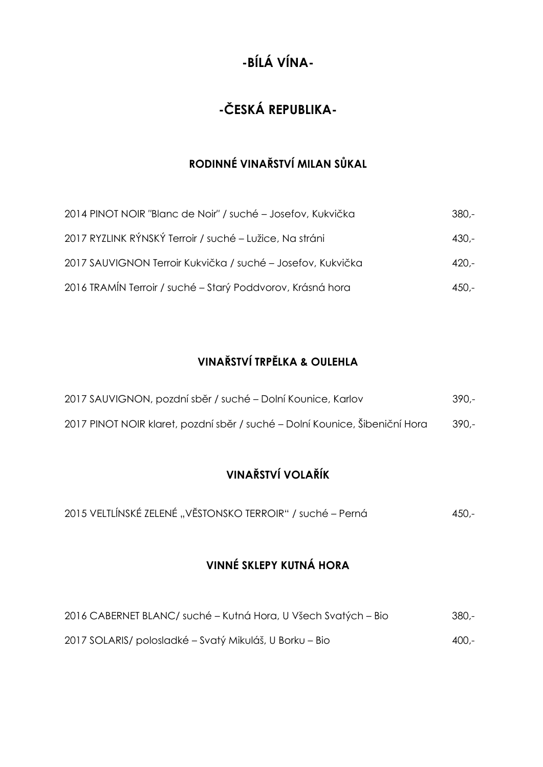# -BÍLÁ VÍNA-

# -ČESKÁ REPUBLIKA-

## RODINNÉ VINAŘSTVÍ MILAN SŮKAL

| | |
|---|---|
| 2014 PINOT NOIR "Blanc de Noir" / suché – Josefov, Kukvička | 380,- |
| 2017 RYZLINK RÝNSKÝ Terroir / suché – Lužice, Na stráni | 430,- |
| 2017 SAUVIGNON Terroir Kukvička / suché – Josefov, Kukvička | 420,- |
| 2016 TRAMÍN Terroir / suché – Starý Poddvorov, Krásná hora | 450,- |

## VINAŘSTVÍ TRPĚLKA & OULEHLA

| | |
|---|---|
| 2017 SAUVIGNON, pozdní sběr / suché – Dolní Kounice, Karlov | 390,- |
| 2017 PINOT NOIR klaret, pozdní sběr / suché – Dolní Kounice, Šibeniční Hora | 390,- |

## VINAŘSTVÍ VOLAŘÍK

| | |
|---|---|
| 2015 VELTLÍNSKÉ ZELENÉ „VĚSTONSKO TERROIR“ / suché – Perná | 450,- |

## VINNÉ SKLEPY KUTNÁ HORA

| | |
|---|---|
| 2016 CABERNET BLANC/ suché – Kutná Hora, U Všech Svatých – Bio | 380,- |
| 2017 SOLARIS/ polosladké – Svatý Mikuláš, U Borku – Bio | 400,- |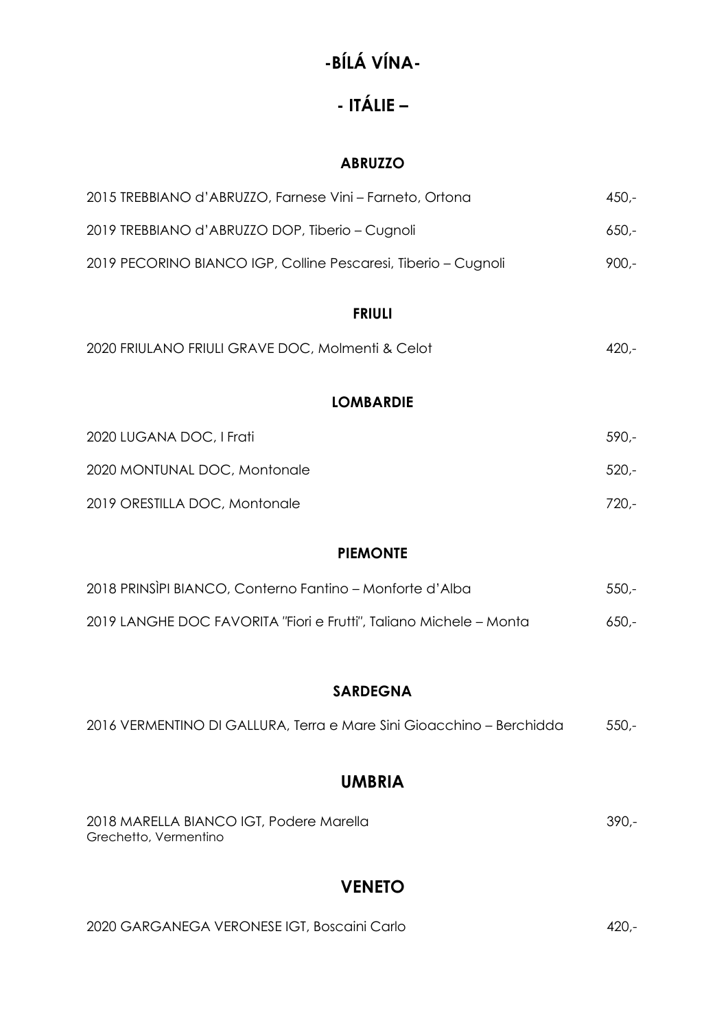# -BÍLÁ VÍNA-

# - ITÁLIE –

### ABRUZZO

| | |
|---|---|
| 2015 TREBBIANO d'ABRUZZO, Farnese Vini – Farneto, Ortona | 450,- |
| 2019 TREBBIANO d'ABRUZZO DOP, Tiberio – Cugnoli | 650,- |
| 2019 PECORINO BIANCO IGP, Colline Pescaresi, Tiberio – Cugnoli | 900,- |

### FRIULI

| | |
|---|---|
| 2020 FRIULANO FRIULI GRAVE DOC, Molmenti & Celot | 420,- |

### LOMBARDIE

| | |
|---|---|
| 2020 LUGANA DOC, I Frati | 590,- |
| 2020 MONTUNAL DOC, Montonale | 520,- |
| 2019 ORESTILLA DOC, Montonale | 720,- |

### PIEMONTE

| | |
|---|---|
| 2018 PRINSÌPI BIANCO, Conterno Fantino – Monforte d'Alba | 550,- |
| 2019 LANGHE DOC FAVORITA "Fiori e Frutti", Taliano Michele – Monta | 650,- |

### SARDEGNA

| | |
|---|---|
| 2016 VERMENTINO DI GALLURA, Terra e Mare Sini Gioacchino – Berchidda | 550,- |

## UMBRIA

| | |
|---|---|
| 2018 MARELLA BIANCO IGT, Podere Marella<br>Grechetto, Vermentino | 390,- |

## VENETO

| | |
|---|---|
| 2020 GARGANEGA VERONESE IGT, Boscaini Carlo | 420,- |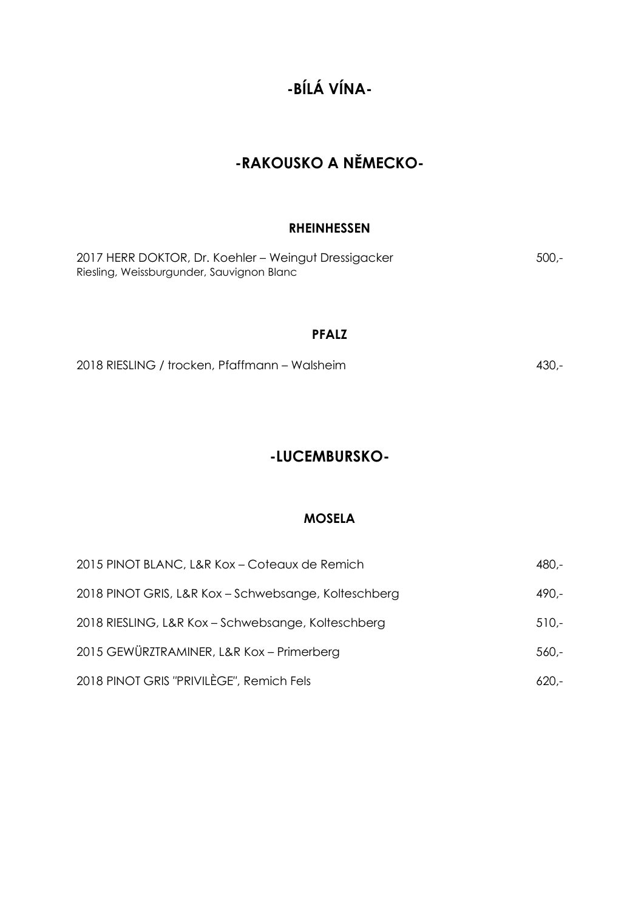# -BÍLÁ VÍNA-

## -RAKOUSKO A NĚMECKO-

### RHEINHESSEN

2017 HERR DOKTOR, Dr. Koehler – Weingut Dressigacker 500,-
Riesling, Weissburgunder, Sauvignon Blanc

### PFALZ

2018 RIESLING / trocken, Pfaffmann – Walsheim 430,-

## -LUCEMBURSKO-

### MOSELA

2015 PINOT BLANC, L&R Kox – Coteaux de Remich 480,-

2018 PINOT GRIS, L&R Kox – Schwebsange, Kolteschberg 490,-

2018 RIESLING, L&R Kox – Schwebsange, Kolteschberg 510,-

2015 GEWÜRZTRAMINER, L&R Kox – Primerberg 560,-

2018 PINOT GRIS "PRIVILÈGE", Remich Fels 620,-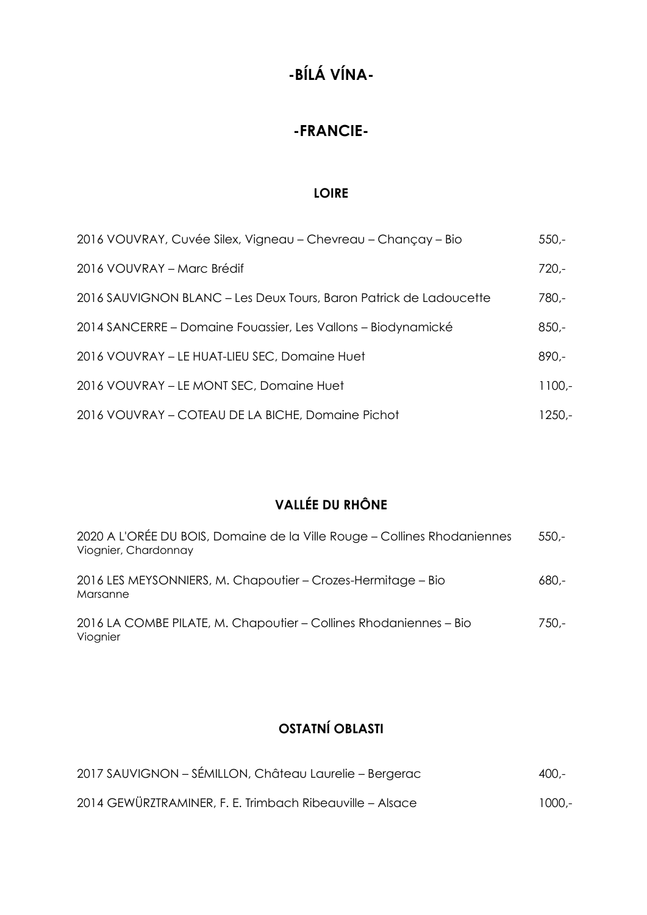# -BÍLÁ VÍNA-

## -FRANCIE-

### LOIRE

| | |
|---|---|
| 2016 VOUVRAY, Cuvée Silex, Vigneau – Chevreau – Chançay – Bio | 550,- |
| 2016 VOUVRAY – Marc Brédif | 720,- |
| 2016 SAUVIGNON BLANC – Les Deux Tours, Baron Patrick de Ladoucette | 780,- |
| 2014 SANCERRE – Domaine Fouassier, Les Vallons – Biodynamické | 850,- |
| 2016 VOUVRAY – LE HUAT-LIEU SEC, Domaine Huet | 890,- |
| 2016 VOUVRAY – LE MONT SEC, Domaine Huet | 1100,- |
| 2016 VOUVRAY – COTEAU DE LA BICHE, Domaine Pichot | 1250,- |

### VALLÉE DU RHÔNE

| | |
|---|---|
| 2020 A L'ORÉE DU BOIS, Domaine de la Ville Rouge – Collines Rhodaniennes<br>Viognier, Chardonnay | 550,- |
| 2016 LES MEYSONNIERS, M. Chapoutier – Crozes-Hermitage – Bio<br>Marsanne | 680,- |
| 2016 LA COMBE PILATE, M. Chapoutier – Collines Rhodaniennes – Bio<br>Viognier | 750,- |

### OSTATNÍ OBLASTI

| | |
|---|---|
| 2017 SAUVIGNON – SÉMILLON, Château Laurelie – Bergerac | 400,- |
| 2014 GEWÜRZTRAMINER, F. E. Trimbach Ribeauville – Alsace | 1000,- |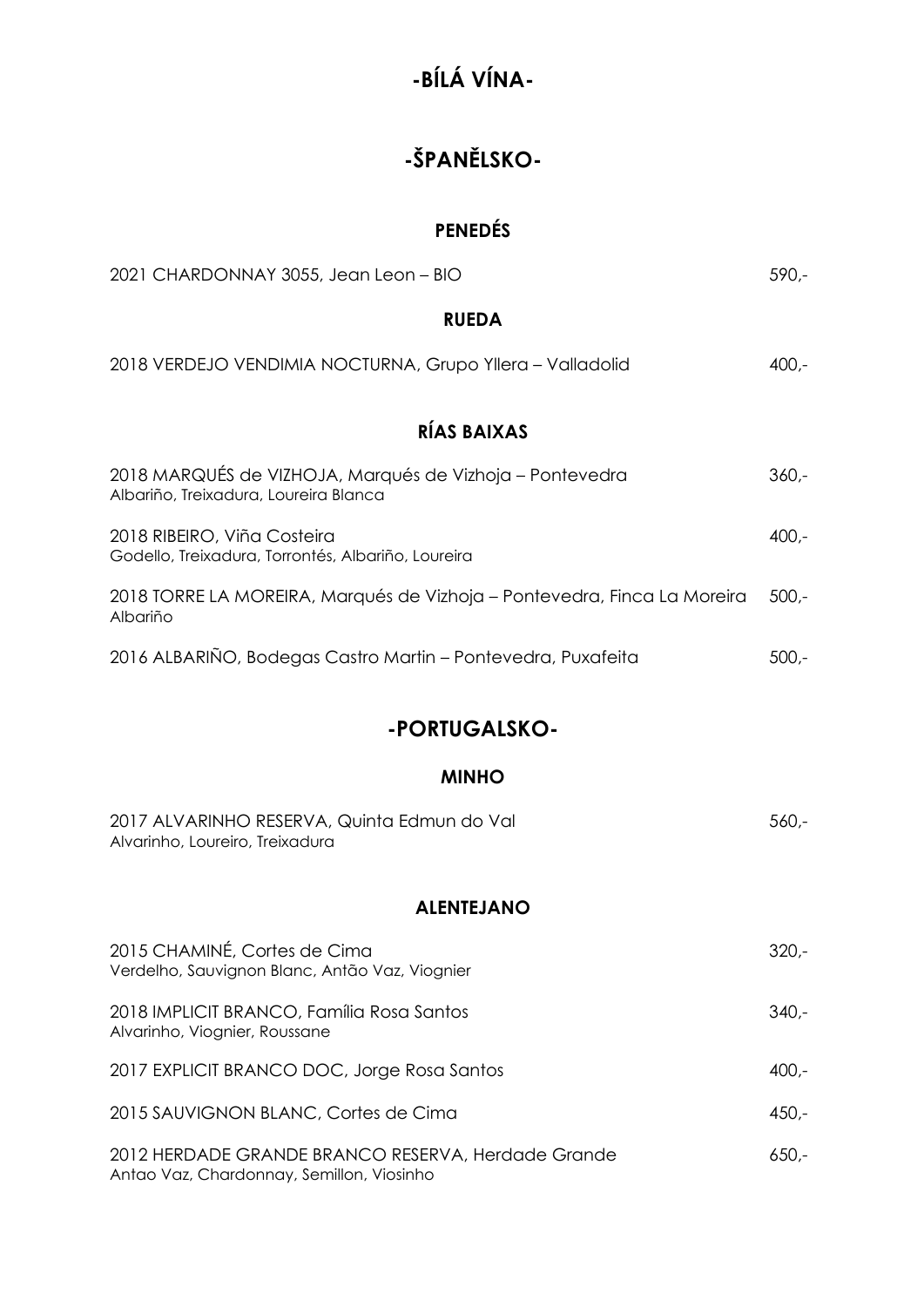# -BÍLÁ VÍNA-

# -ŠPANĚLSKO-

### PENEDÉS

2021 CHARDONNAY 3055, Jean Leon – BIO 590,-

### RUEDA

2018 VERDEJO VENDIMIA NOCTURNA, Grupo Yllera – Valladolid 400,-

### RÍAS BAIXAS

2018 MARQUÉS de VIZHOJA, Marqués de Vizhoja – Pontevedra 360,-
Albariño, Treixadura, Loureira Blanca

2018 RIBEIRO, Viña Costeira 400,-
Godello, Treixadura, Torrontés, Albariño, Loureira

2018 TORRE LA MOREIRA, Marqués de Vizhoja – Pontevedra, Finca La Moreira 500,-
Albariño

2016 ALBARIÑO, Bodegas Castro Martin – Pontevedra, Puxafeita 500,-

# -PORTUGALSKO-

### MINHO

2017 ALVARINHO RESERVA, Quinta Edmun do Val 560,-
Alvarinho, Loureiro, Treixadura

### ALENTEJANO

2015 CHAMINÉ, Cortes de Cima 320,-
Verdelho, Sauvignon Blanc, Antão Vaz, Viognier

2018 IMPLICIT BRANCO, Família Rosa Santos 340,-
Alvarinho, Viognier, Roussane

2017 EXPLICIT BRANCO DOC, Jorge Rosa Santos 400,-

2015 SAUVIGNON BLANC, Cortes de Cima 450,-

2012 HERDADE GRANDE BRANCO RESERVA, Herdade Grande 650,-
Antao Vaz, Chardonnay, Semillon, Viosinho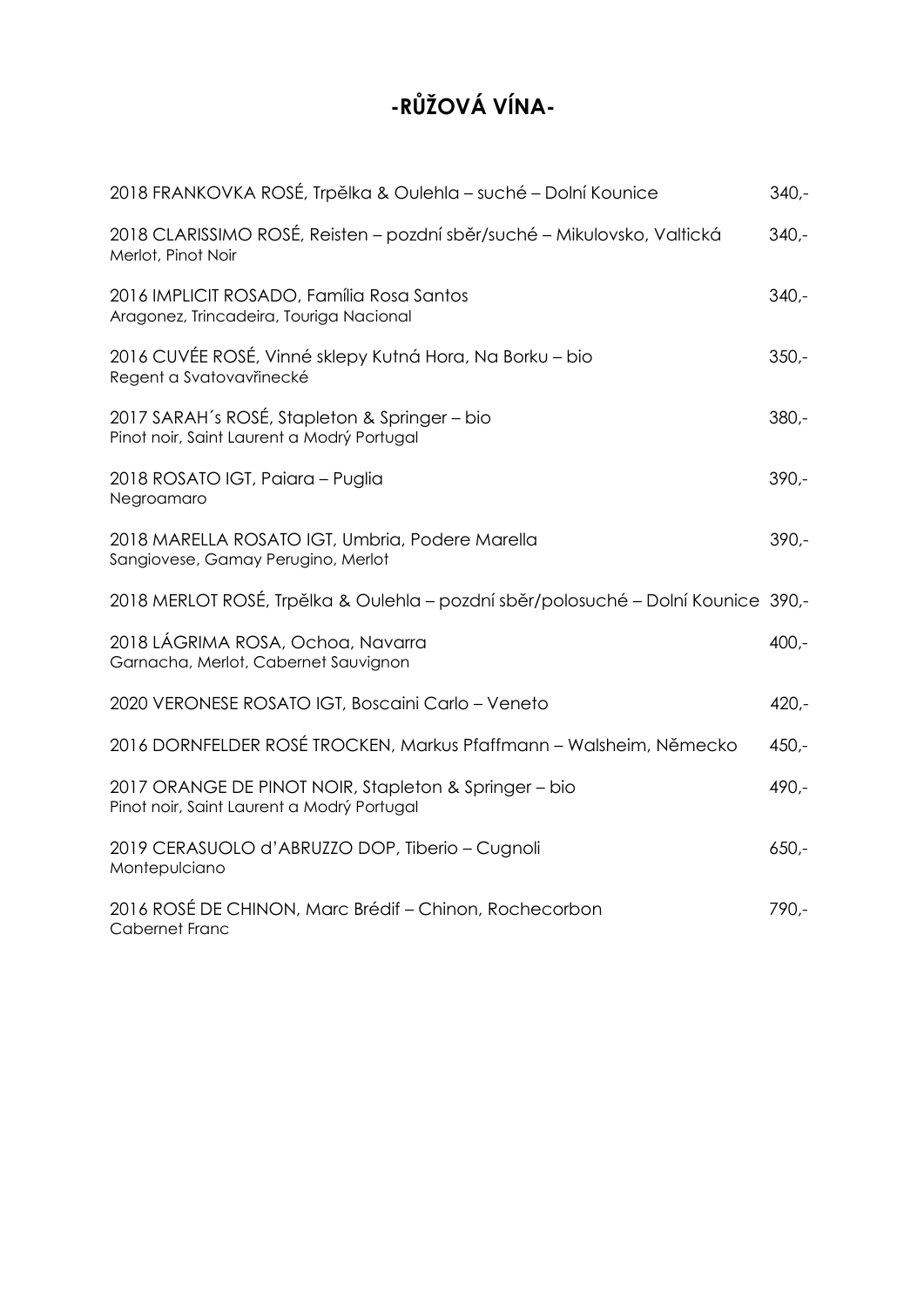# -RŮŽOVÁ VÍNA-

| | |
|---|---|
| 2018 FRANKOVKA ROSÉ, Trpělka & Oulehla – suché – Dolní Kounice | 340,- |
| 2018 CLARISSIMO ROSÉ, Reisten – pozdní sběr/suché – Mikulovsko, Valtická<br>Merlot, Pinot Noir | 340,- |
| 2016 IMPLICIT ROSADO, Família Rosa Santos<br>Aragonez, Trincadeira, Touriga Nacional | 340,- |
| 2016 CUVÉE ROSÉ, Vinné sklepy Kutná Hora, Na Borku – bio<br>Regent a Svatovavřinecké | 350,- |
| 2017 SARAH´s ROSÉ, Stapleton & Springer – bio<br>Pinot noir, Saint Laurent a Modrý Portugal | 380,- |
| 2018 ROSATO IGT, Paiara – Puglia<br>Negroamaro | 390,- |
| 2018 MARELLA ROSATO IGT, Umbria, Podere Marella<br>Sangiovese, Gamay Perugino, Merlot | 390,- |
| 2018 MERLOT ROSÉ, Trpělka & Oulehla – pozdní sběr/polosuché – Dolní Kounice | 390,- |
| 2018 LÁGRIMA ROSA, Ochoa, Navarra<br>Garnacha, Merlot, Cabernet Sauvignon | 400,- |
| 2020 VERONESE ROSATO IGT, Boscaini Carlo – Veneto | 420,- |
| 2016 DORNFELDER ROSÉ TROCKEN, Markus Pfaffmann – Walsheim, Německo | 450,- |
| 2017 ORANGE DE PINOT NOIR, Stapleton & Springer – bio<br>Pinot noir, Saint Laurent a Modrý Portugal | 490,- |
| 2019 CERASUOLO d'ABRUZZO DOP, Tiberio – Cugnoli<br>Montepulciano | 650,- |
| 2016 ROSÉ DE CHINON, Marc Brédif – Chinon, Rochecorbon<br>Cabernet Franc | 790,- |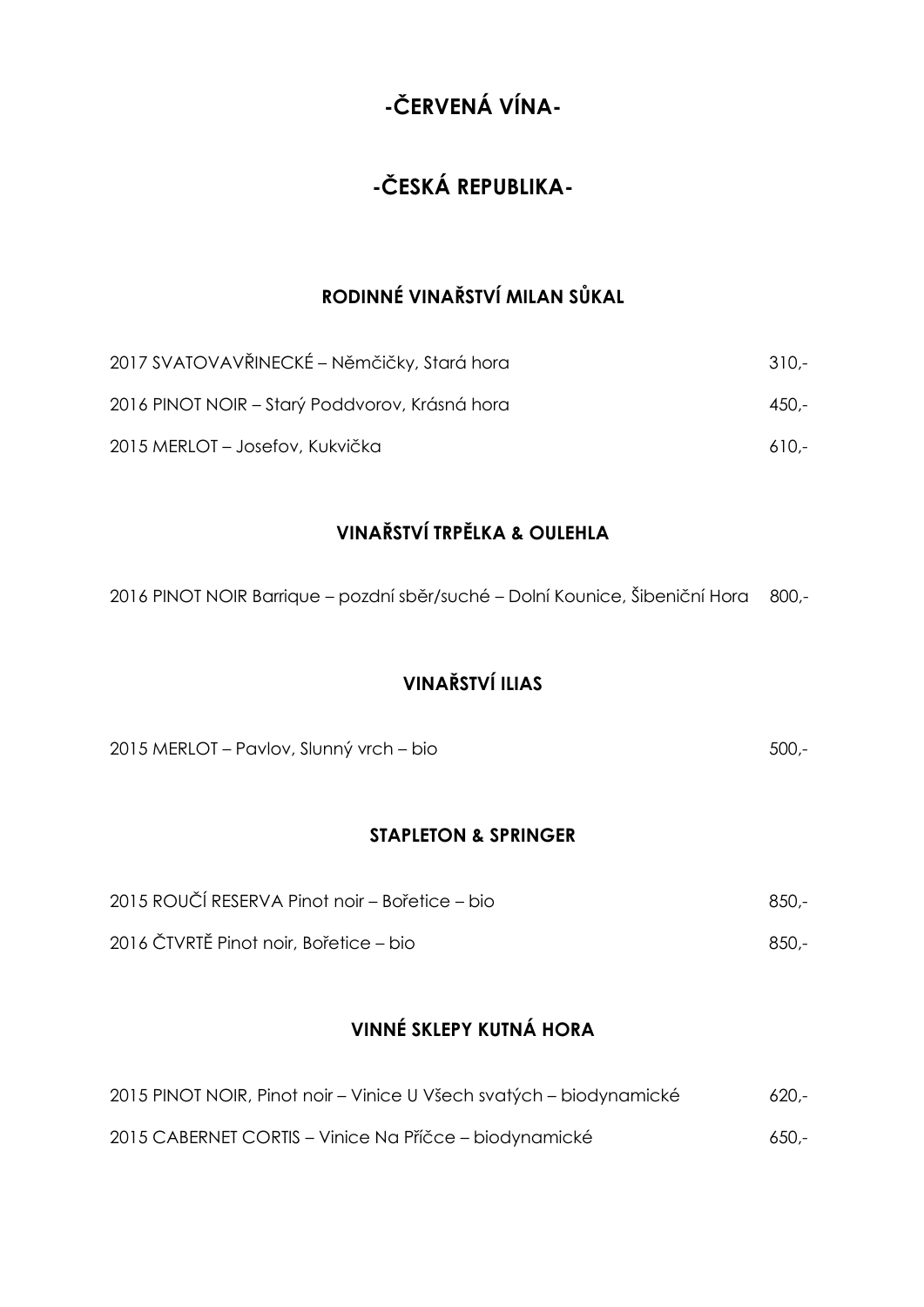# -ČERVENÁ VÍNA-

# -ČESKÁ REPUBLIKA-

### RODINNÉ VINAŘSTVÍ MILAN SŮKAL

| | |
|---|---|
| 2017 SVATOVAVŘINECKÉ – Němčičky, Stará hora | 310,- |
| 2016 PINOT NOIR – Starý Poddvorov, Krásná hora | 450,- |
| 2015 MERLOT – Josefov, Kukvička | 610,- |

### VINAŘSTVÍ TRPĚLKA & OULEHLA

| | |
|---|---|
| 2016 PINOT NOIR Barrique – pozdní sběr/suché – Dolní Kounice, Šibeniční Hora | 800,- |

### VINAŘSTVÍ ILIAS

| | |
|---|---|
| 2015 MERLOT – Pavlov, Slunný vrch – bio | 500,- |

### STAPLETON & SPRINGER

| | |
|---|---|
| 2015 ROUČÍ RESERVA Pinot noir – Bořetice – bio | 850,- |
| 2016 ČTVRTĚ Pinot noir, Bořetice – bio | 850,- |

### VINNÉ SKLEPY KUTNÁ HORA

| | |
|---|---|
| 2015 PINOT NOIR, Pinot noir – Vinice U Všech svatých – biodynamické | 620,- |
| 2015 CABERNET CORTIS – Vinice Na Příčce – biodynamické | 650,- |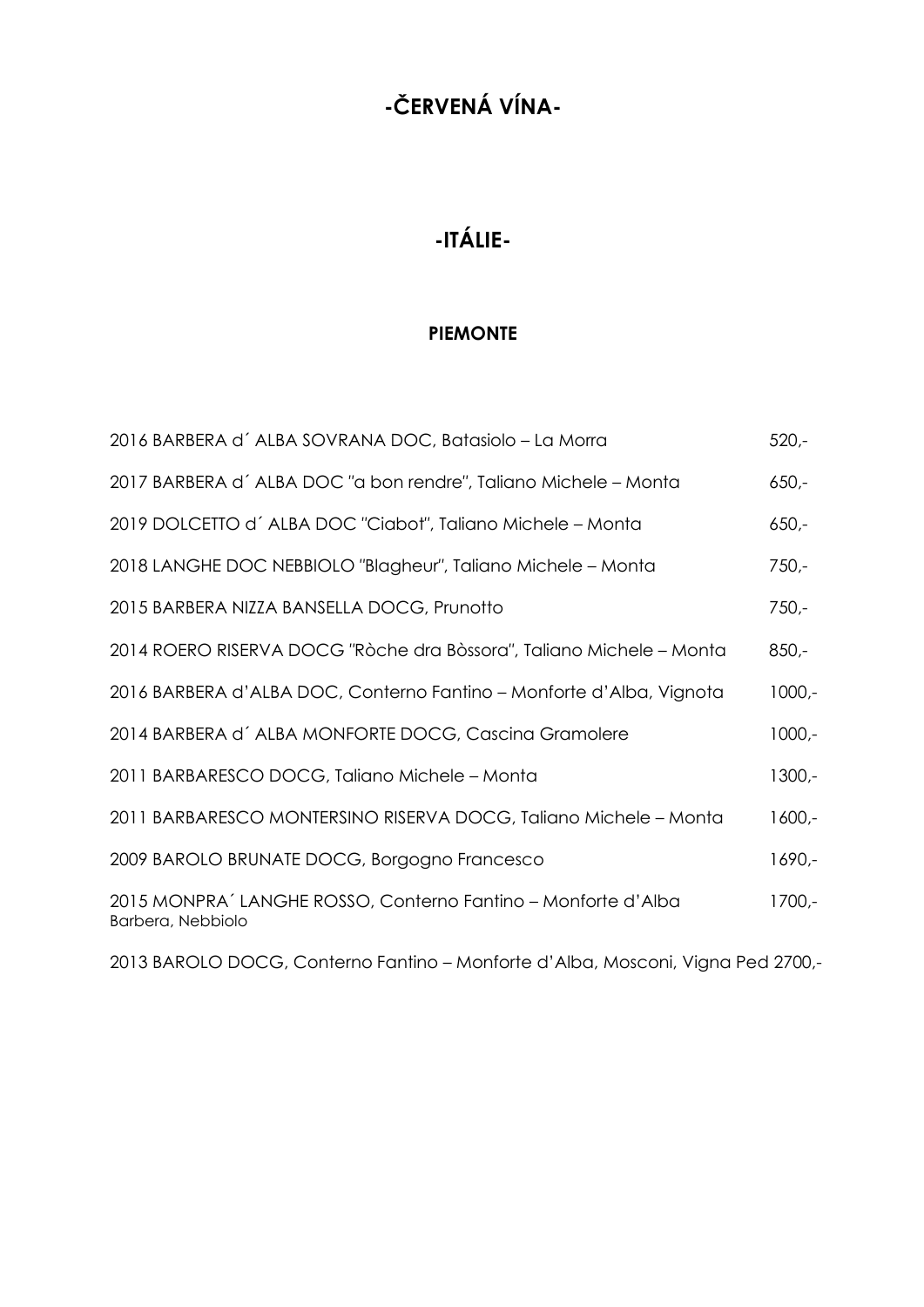# -ČERVENÁ VÍNA-

## -ITÁLIE-

### PIEMONTE

| | |
|---|---|
| 2016 BARBERA d´ ALBA SOVRANA DOC, Batasiolo – La Morra | 520,- |
| 2017 BARBERA d´ ALBA DOC "a bon rendre", Taliano Michele – Monta | 650,- |
| 2019 DOLCETTO d´ ALBA DOC "Ciabot", Taliano Michele – Monta | 650,- |
| 2018 LANGHE DOC NEBBIOLO "Blagheur", Taliano Michele – Monta | 750,- |
| 2015 BARBERA NIZZA BANSELLA DOCG, Prunotto | 750,- |
| 2014 ROERO RISERVA DOCG "Ròche dra Bòssora", Taliano Michele – Monta | 850,- |
| 2016 BARBERA d'ALBA DOC, Conterno Fantino – Monforte d'Alba, Vignota | 1000,- |
| 2014 BARBERA d´ ALBA MONFORTE DOCG, Cascina Gramolere | 1000,- |
| 2011 BARBARESCO DOCG, Taliano Michele – Monta | 1300,- |
| 2011 BARBARESCO MONTERSINO RISERVA DOCG, Taliano Michele – Monta | 1600,- |
| 2009 BAROLO BRUNATE DOCG, Borgogno Francesco | 1690,- |
| 2015 MONPRA´ LANGHE ROSSO, Conterno Fantino – Monforte d'Alba<br>Barbera, Nebbiolo | 1700,- |
| 2013 BAROLO DOCG, Conterno Fantino – Monforte d'Alba, Mosconi, Vigna Ped | 2700,- |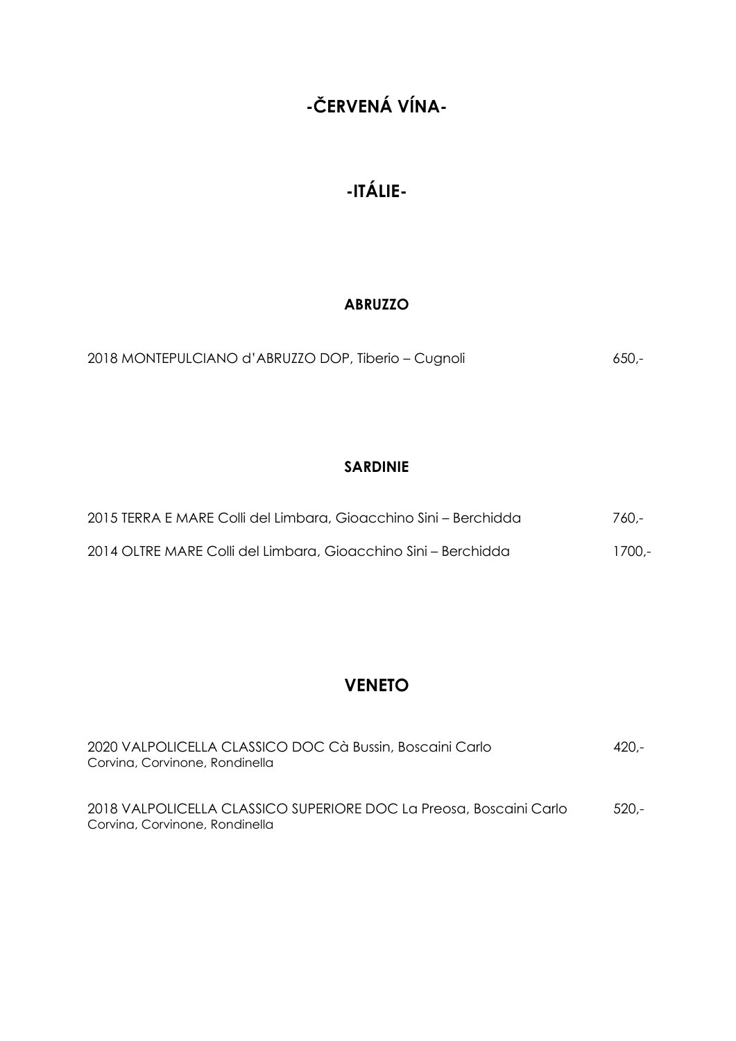# -ČERVENÁ VÍNA-

## -ITÁLIE-

### ABRUZZO

2018 MONTEPULCIANO d'ABRUZZO DOP, Tiberio – Cugnoli 650,-

### SARDINIE

2015 TERRA E MARE Colli del Limbara, Gioacchino Sini – Berchidda 760,-

2014 OLTRE MARE Colli del Limbara, Gioacchino Sini – Berchidda 1700,-

## VENETO

2020 VALPOLICELLA CLASSICO DOC Cà Bussin, Boscaini Carlo 420,-
Corvina, Corvinone, Rondinella

2018 VALPOLICELLA CLASSICO SUPERIORE DOC La Preosa, Boscaini Carlo 520,-
Corvina, Corvinone, Rondinella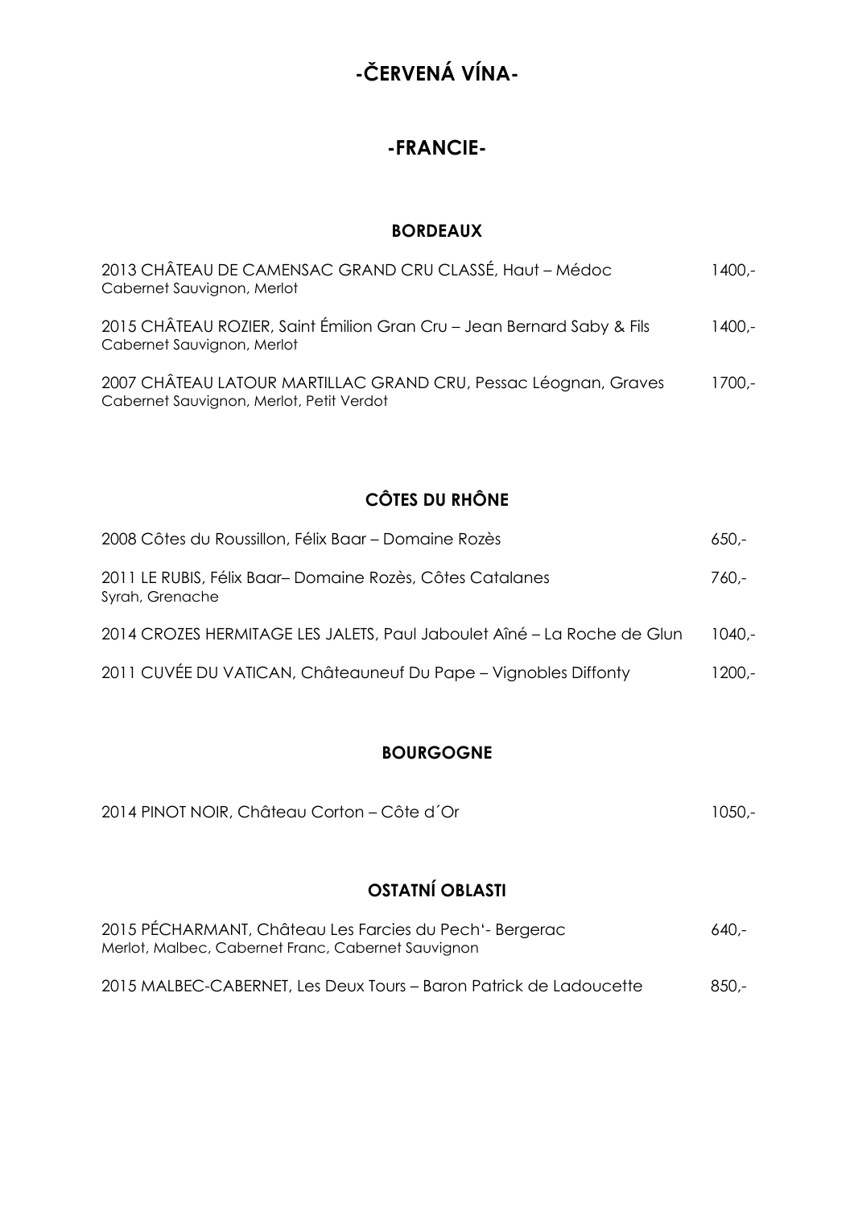# -ČERVENÁ VÍNA-

## -FRANCIE-

### BORDEAUX

| | |
|---|---|
| 2013 CHÂTEAU DE CAMENSAC GRAND CRU CLASSÉ, Haut – Médoc<br>Cabernet Sauvignon, Merlot | 1400,- |
| 2015 CHÂTEAU ROZIER, Saint Émilion Gran Cru – Jean Bernard Saby & Fils<br>Cabernet Sauvignon, Merlot | 1400,- |
| 2007 CHÂTEAU LATOUR MARTILLAC GRAND CRU, Pessac Léognan, Graves<br>Cabernet Sauvignon, Merlot, Petit Verdot | 1700,- |

### CÔTES DU RHÔNE

| | |
|---|---|
| 2008 Côtes du Roussillon, Félix Baar – Domaine Rozès | 650,- |
| 2011 LE RUBIS, Félix Baar– Domaine Rozès, Côtes Catalanes<br>Syrah, Grenache | 760,- |
| 2014 CROZES HERMITAGE LES JALETS, Paul Jaboulet Aîné – La Roche de Glun | 1040,- |
| 2011 CUVÉE DU VATICAN, Châteauneuf Du Pape – Vignobles Diffonty | 1200,- |

### BOURGOGNE

| | |
|---|---|
| 2014 PINOT NOIR, Château Corton – Côte d´Or | 1050,- |

### OSTATNÍ OBLASTI

| | |
|---|---|
| 2015 PÉCHARMANT, Château Les Farcies du Pech'- Bergerac<br>Merlot, Malbec, Cabernet Franc, Cabernet Sauvignon | 640,- |
| 2015 MALBEC-CABERNET, Les Deux Tours – Baron Patrick de Ladoucette | 850,- |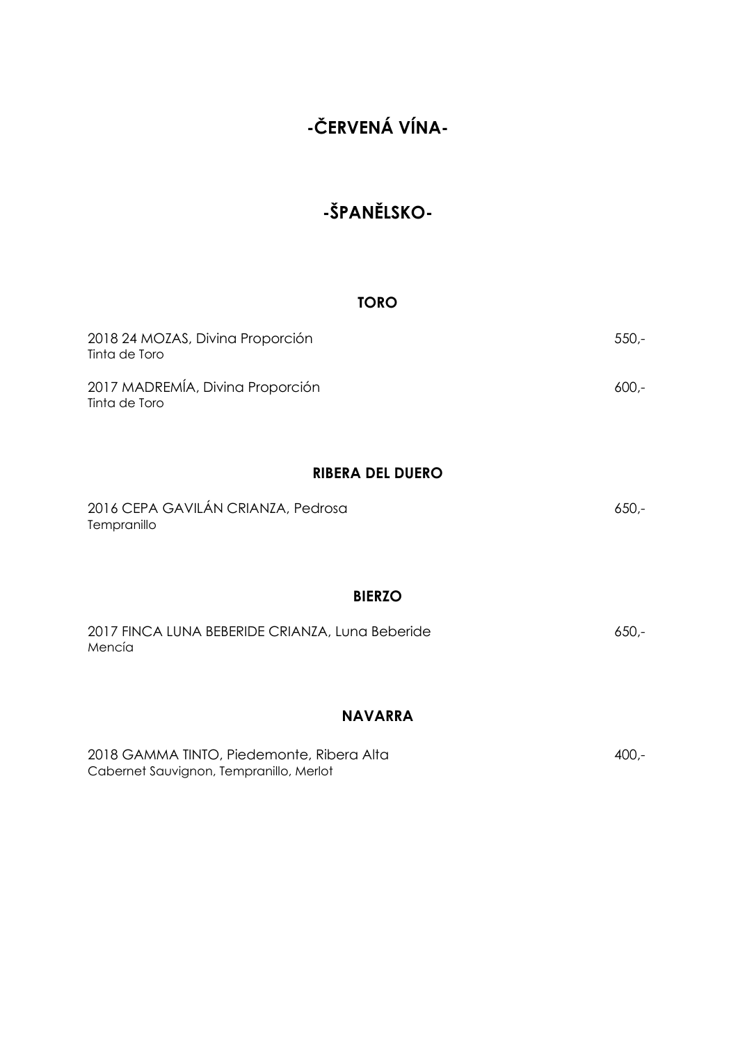# -ČERVENÁ VÍNA-

## -ŠPANĚLSKO-

### TORO

2018 24 MOZAS, Divina Proporción 550,-
Tinta de Toro

2017 MADREMÍA, Divina Proporción 600,-
Tinta de Toro

### RIBERA DEL DUERO

2016 CEPA GAVILÁN CRIANZA, Pedrosa 650,-
Tempranillo

### BIERZO

2017 FINCA LUNA BEBERIDE CRIANZA, Luna Beberide 650,-
Mencía

### NAVARRA

2018 GAMMA TINTO, Piedemonte, Ribera Alta 400,-
Cabernet Sauvignon, Tempranillo, Merlot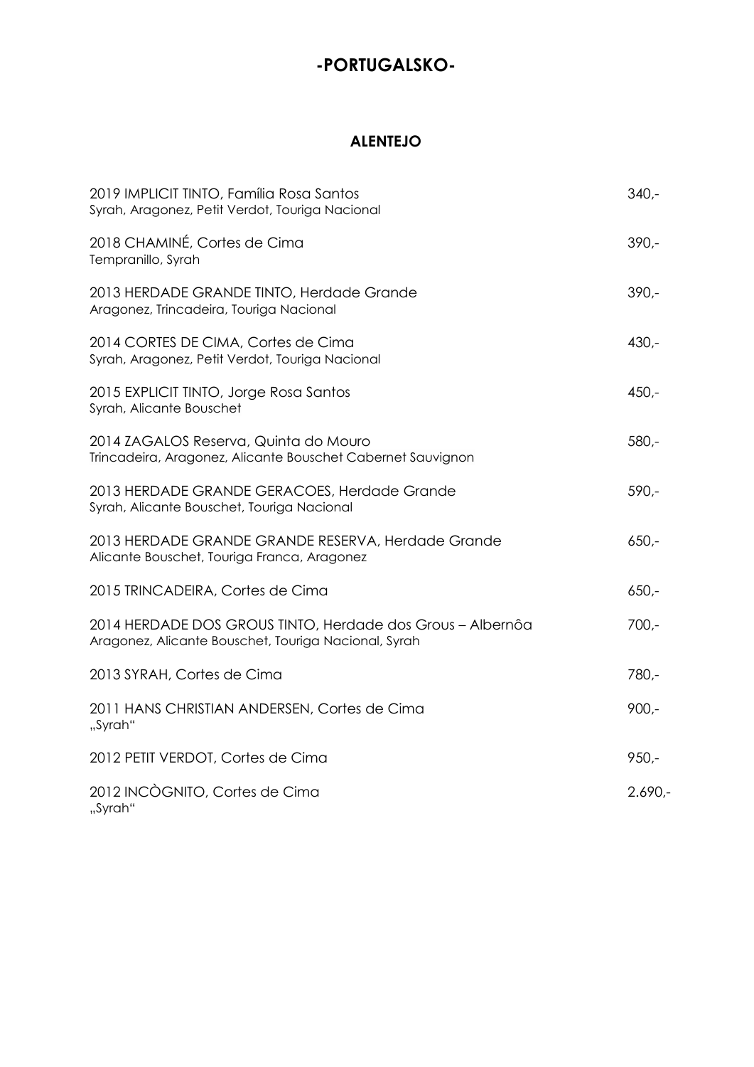# -PORTUGALSKO-

## ALENTEJO

| | |
|---|---|
| 2019 IMPLICIT TINTO, Família Rosa Santos<br>Syrah, Aragonez, Petit Verdot, Touriga Nacional | 340,- |
| 2018 CHAMINÉ, Cortes de Cima<br>Tempranillo, Syrah | 390,- |
| 2013 HERDADE GRANDE TINTO, Herdade Grande<br>Aragonez, Trincadeira, Touriga Nacional | 390,- |
| 2014 CORTES DE CIMA, Cortes de Cima<br>Syrah, Aragonez, Petit Verdot, Touriga Nacional | 430,- |
| 2015 EXPLICIT TINTO, Jorge Rosa Santos<br>Syrah, Alicante Bouschet | 450,- |
| 2014 ZAGALOS Reserva, Quinta do Mouro<br>Trincadeira, Aragonez, Alicante Bouschet Cabernet Sauvignon | 580,- |
| 2013 HERDADE GRANDE GERACOES, Herdade Grande<br>Syrah, Alicante Bouschet, Touriga Nacional | 590,- |
| 2013 HERDADE GRANDE GRANDE RESERVA, Herdade Grande<br>Alicante Bouschet, Touriga Franca, Aragonez | 650,- |
| 2015 TRINCADEIRA, Cortes de Cima | 650,- |
| 2014 HERDADE DOS GROUS TINTO, Herdade dos Grous – Albernôa<br>Aragonez, Alicante Bouschet, Touriga Nacional, Syrah | 700,- |
| 2013 SYRAH, Cortes de Cima | 780,- |
| 2011 HANS CHRISTIAN ANDERSEN, Cortes de Cima<br>„Syrah“ | 900,- |
| 2012 PETIT VERDOT, Cortes de Cima | 950,- |
| 2012 INCÒGNITO, Cortes de Cima<br>„Syrah“ | 2.690,- |